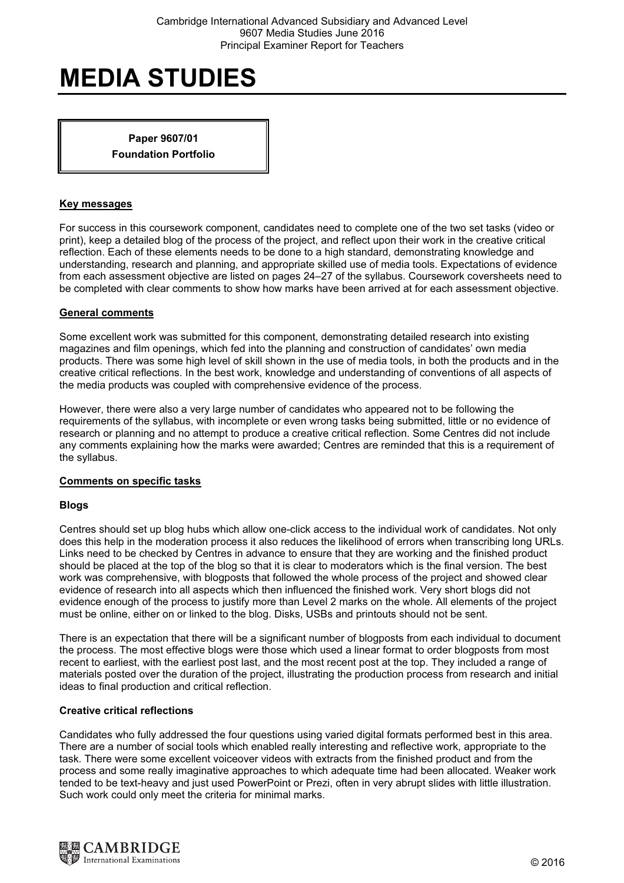# MEDIA STUDIES

**Paper 9607/01**
**Foundation Portfolio**

## Key messages

For success in this coursework component, candidates need to complete one of the two set tasks (video or print), keep a detailed blog of the process of the project, and reflect upon their work in the creative critical reflection. Each of these elements needs to be done to a high standard, demonstrating knowledge and understanding, research and planning, and appropriate skilled use of media tools. Expectations of evidence from each assessment objective are listed on pages 24–27 of the syllabus. Coursework coversheets need to be completed with clear comments to show how marks have been arrived at for each assessment objective.

## General comments

Some excellent work was submitted for this component, demonstrating detailed research into existing magazines and film openings, which fed into the planning and construction of candidates' own media products. There was some high level of skill shown in the use of media tools, in both the products and in the creative critical reflections. In the best work, knowledge and understanding of conventions of all aspects of the media products was coupled with comprehensive evidence of the process.

However, there were also a very large number of candidates who appeared not to be following the requirements of the syllabus, with incomplete or even wrong tasks being submitted, little or no evidence of research or planning and no attempt to produce a creative critical reflection. Some Centres did not include any comments explaining how the marks were awarded; Centres are reminded that this is a requirement of the syllabus.

## Comments on specific tasks

### Blogs

Centres should set up blog hubs which allow one-click access to the individual work of candidates. Not only does this help in the moderation process it also reduces the likelihood of errors when transcribing long URLs. Links need to be checked by Centres in advance to ensure that they are working and the finished product should be placed at the top of the blog so that it is clear to moderators which is the final version. The best work was comprehensive, with blogposts that followed the whole process of the project and showed clear evidence of research into all aspects which then influenced the finished work. Very short blogs did not evidence enough of the process to justify more than Level 2 marks on the whole. All elements of the project must be online, either on or linked to the blog. Disks, USBs and printouts should not be sent.

There is an expectation that there will be a significant number of blogposts from each individual to document the process. The most effective blogs were those which used a linear format to order blogposts from most recent to earliest, with the earliest post last, and the most recent post at the top. They included a range of materials posted over the duration of the project, illustrating the production process from research and initial ideas to final production and critical reflection.

### Creative critical reflections

Candidates who fully addressed the four questions using varied digital formats performed best in this area. There are a number of social tools which enabled really interesting and reflective work, appropriate to the task. There were some excellent voiceover videos with extracts from the finished product and from the process and some really imaginative approaches to which adequate time had been allocated. Weaker work tended to be text-heavy and just used PowerPoint or Prezi, often in very abrupt slides with little illustration. Such work could only meet the criteria for minimal marks.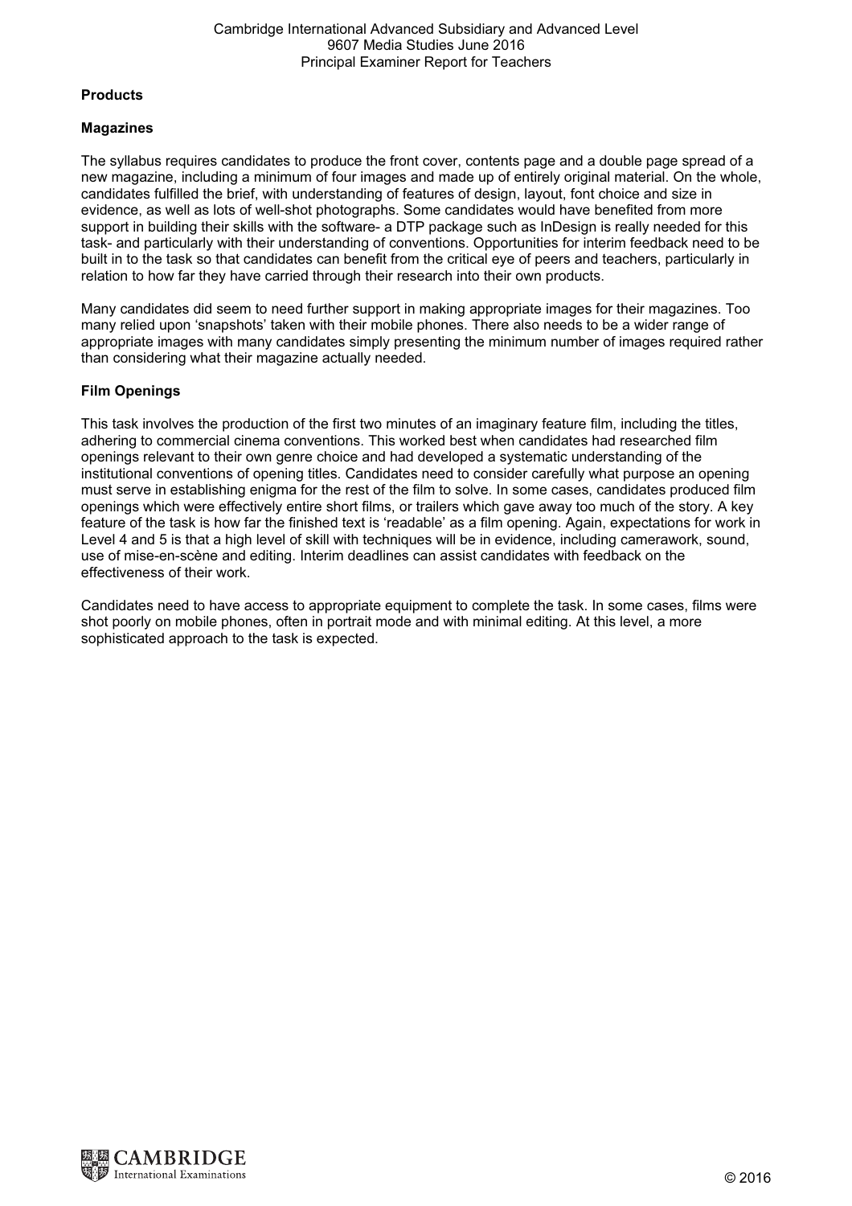**Products**

**Magazines**

The syllabus requires candidates to produce the front cover, contents page and a double page spread of a new magazine, including a minimum of four images and made up of entirely original material. On the whole, candidates fulfilled the brief, with understanding of features of design, layout, font choice and size in evidence, as well as lots of well-shot photographs. Some candidates would have benefited from more support in building their skills with the software- a DTP package such as InDesign is really needed for this task- and particularly with their understanding of conventions. Opportunities for interim feedback need to be built in to the task so that candidates can benefit from the critical eye of peers and teachers, particularly in relation to how far they have carried through their research into their own products.

Many candidates did seem to need further support in making appropriate images for their magazines. Too many relied upon 'snapshots' taken with their mobile phones. There also needs to be a wider range of appropriate images with many candidates simply presenting the minimum number of images required rather than considering what their magazine actually needed.

**Film Openings**

This task involves the production of the first two minutes of an imaginary feature film, including the titles, adhering to commercial cinema conventions. This worked best when candidates had researched film openings relevant to their own genre choice and had developed a systematic understanding of the institutional conventions of opening titles. Candidates need to consider carefully what purpose an opening must serve in establishing enigma for the rest of the film to solve. In some cases, candidates produced film openings which were effectively entire short films, or trailers which gave away too much of the story. A key feature of the task is how far the finished text is 'readable' as a film opening. Again, expectations for work in Level 4 and 5 is that a high level of skill with techniques will be in evidence, including camerawork, sound, use of mise-en-scène and editing. Interim deadlines can assist candidates with feedback on the effectiveness of their work.

Candidates need to have access to appropriate equipment to complete the task. In some cases, films were shot poorly on mobile phones, often in portrait mode and with minimal editing. At this level, a more sophisticated approach to the task is expected.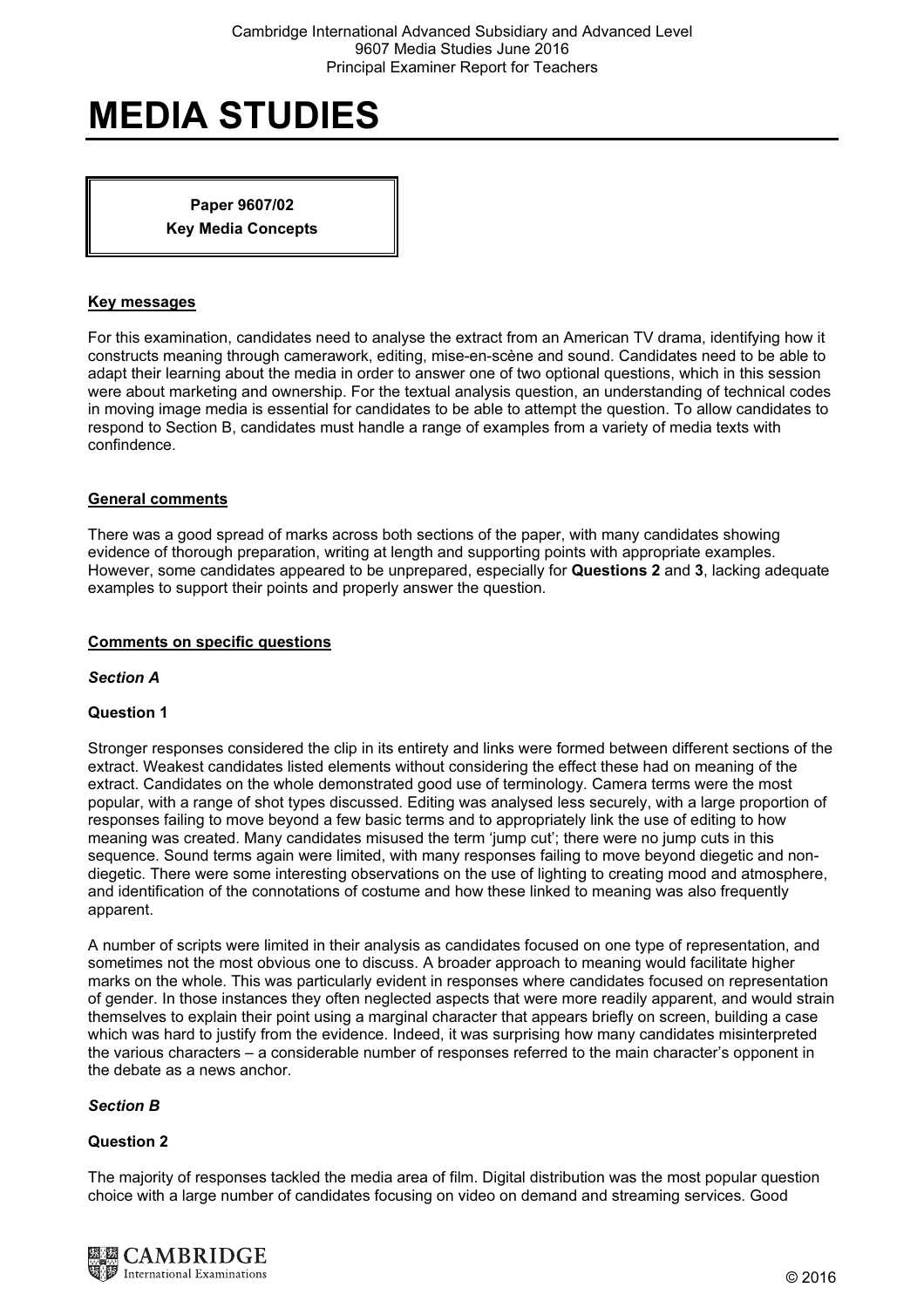# MEDIA STUDIES

**Paper 9607/02**
**Key Media Concepts**

## Key messages

For this examination, candidates need to analyse the extract from an American TV drama, identifying how it constructs meaning through camerawork, editing, mise-en-scène and sound. Candidates need to be able to adapt their learning about the media in order to answer one of two optional questions, which in this session were about marketing and ownership. For the textual analysis question, an understanding of technical codes in moving image media is essential for candidates to be able to attempt the question. To allow candidates to respond to Section B, candidates must handle a range of examples from a variety of media texts with confindence.

## General comments

There was a good spread of marks across both sections of the paper, with many candidates showing evidence of thorough preparation, writing at length and supporting points with appropriate examples. However, some candidates appeared to be unprepared, especially for **Questions 2** and **3**, lacking adequate examples to support their points and properly answer the question.

## Comments on specific questions

### *Section A*

#### Question 1

Stronger responses considered the clip in its entirety and links were formed between different sections of the extract. Weakest candidates listed elements without considering the effect these had on meaning of the extract. Candidates on the whole demonstrated good use of terminology. Camera terms were the most popular, with a range of shot types discussed. Editing was analysed less securely, with a large proportion of responses failing to move beyond a few basic terms and to appropriately link the use of editing to how meaning was created. Many candidates misused the term 'jump cut'; there were no jump cuts in this sequence. Sound terms again were limited, with many responses failing to move beyond diegetic and non-diegetic. There were some interesting observations on the use of lighting to creating mood and atmosphere, and identification of the connotations of costume and how these linked to meaning was also frequently apparent.

A number of scripts were limited in their analysis as candidates focused on one type of representation, and sometimes not the most obvious one to discuss. A broader approach to meaning would facilitate higher marks on the whole. This was particularly evident in responses where candidates focused on representation of gender. In those instances they often neglected aspects that were more readily apparent, and would strain themselves to explain their point using a marginal character that appears briefly on screen, building a case which was hard to justify from the evidence. Indeed, it was surprising how many candidates misinterpreted the various characters – a considerable number of responses referred to the main character's opponent in the debate as a news anchor.

### *Section B*

#### Question 2

The majority of responses tackled the media area of film. Digital distribution was the most popular question choice with a large number of candidates focusing on video on demand and streaming services. Good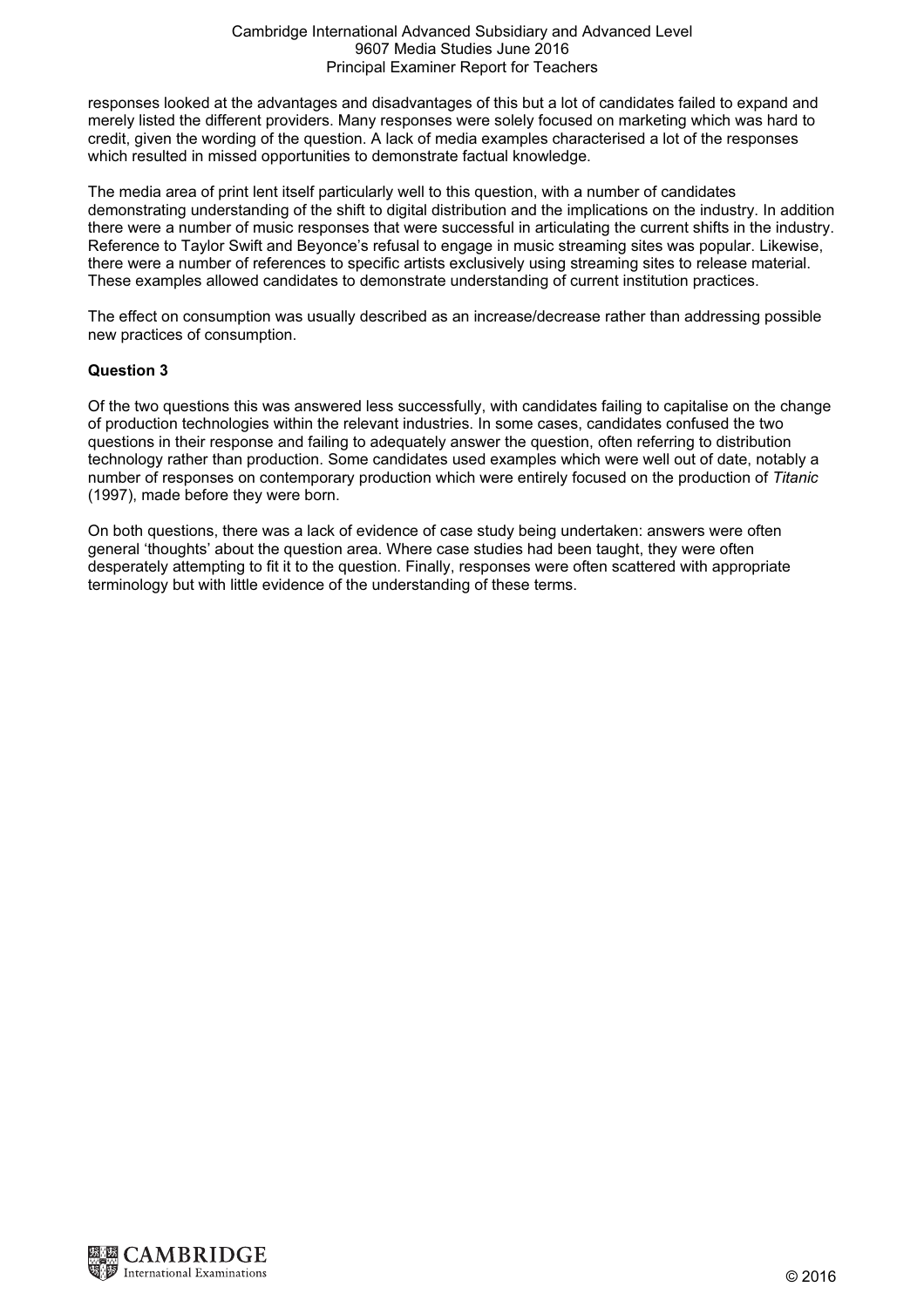responses looked at the advantages and disadvantages of this but a lot of candidates failed to expand and merely listed the different providers. Many responses were solely focused on marketing which was hard to credit, given the wording of the question. A lack of media examples characterised a lot of the responses which resulted in missed opportunities to demonstrate factual knowledge.

The media area of print lent itself particularly well to this question, with a number of candidates demonstrating understanding of the shift to digital distribution and the implications on the industry. In addition there were a number of music responses that were successful in articulating the current shifts in the industry. Reference to Taylor Swift and Beyonce's refusal to engage in music streaming sites was popular. Likewise, there were a number of references to specific artists exclusively using streaming sites to release material. These examples allowed candidates to demonstrate understanding of current institution practices.

The effect on consumption was usually described as an increase/decrease rather than addressing possible new practices of consumption.

**Question 3**

Of the two questions this was answered less successfully, with candidates failing to capitalise on the change of production technologies within the relevant industries. In some cases, candidates confused the two questions in their response and failing to adequately answer the question, often referring to distribution technology rather than production. Some candidates used examples which were well out of date, notably a number of responses on contemporary production which were entirely focused on the production of *Titanic* (1997), made before they were born.

On both questions, there was a lack of evidence of case study being undertaken: answers were often general 'thoughts' about the question area. Where case studies had been taught, they were often desperately attempting to fit it to the question. Finally, responses were often scattered with appropriate terminology but with little evidence of the understanding of these terms.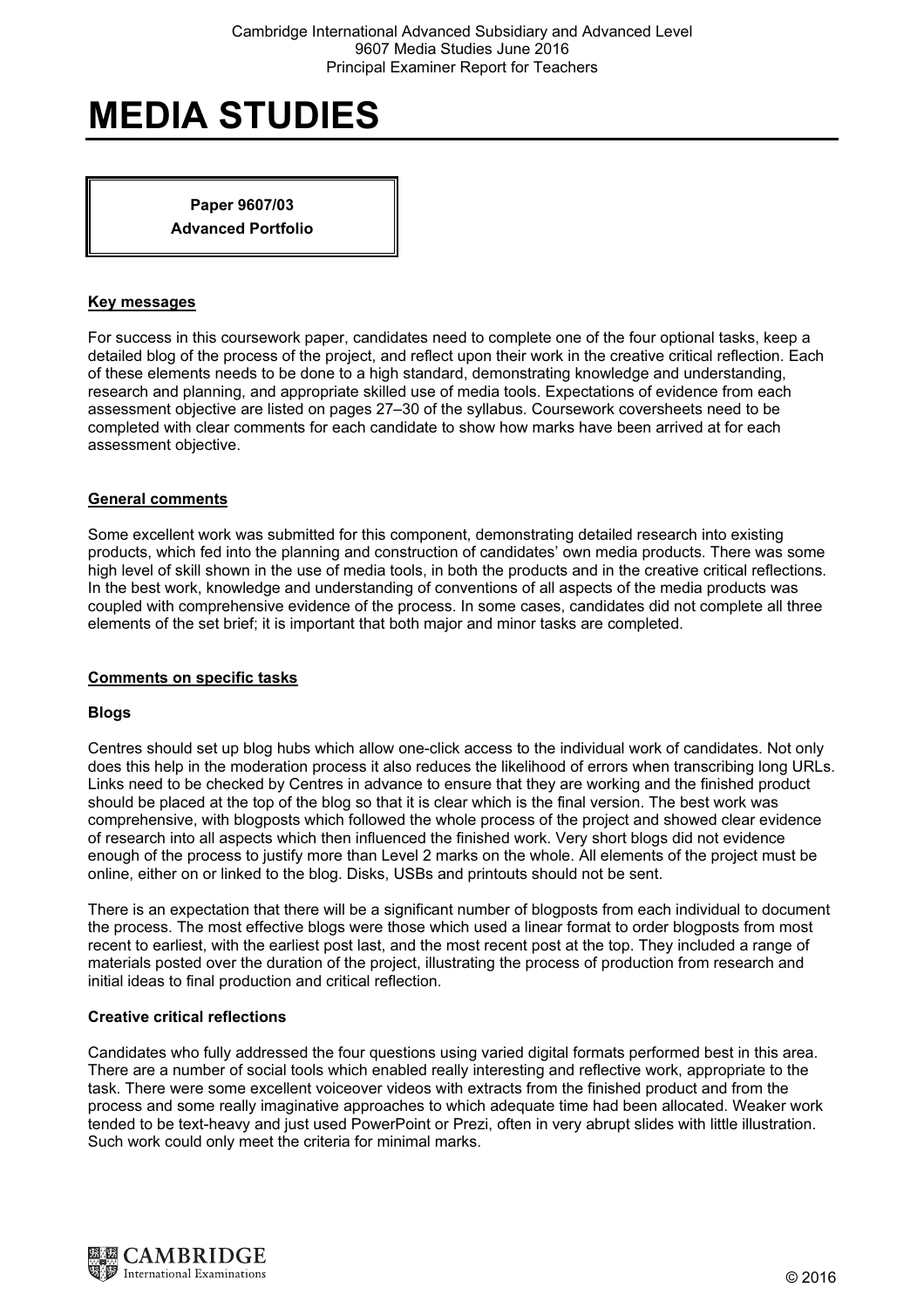# MEDIA STUDIES

**Paper 9607/03**
**Advanced Portfolio**

## Key messages

For success in this coursework paper, candidates need to complete one of the four optional tasks, keep a detailed blog of the process of the project, and reflect upon their work in the creative critical reflection. Each of these elements needs to be done to a high standard, demonstrating knowledge and understanding, research and planning, and appropriate skilled use of media tools. Expectations of evidence from each assessment objective are listed on pages 27–30 of the syllabus. Coursework coversheets need to be completed with clear comments for each candidate to show how marks have been arrived at for each assessment objective.

## General comments

Some excellent work was submitted for this component, demonstrating detailed research into existing products, which fed into the planning and construction of candidates' own media products. There was some high level of skill shown in the use of media tools, in both the products and in the creative critical reflections. In the best work, knowledge and understanding of conventions of all aspects of the media products was coupled with comprehensive evidence of the process. In some cases, candidates did not complete all three elements of the set brief; it is important that both major and minor tasks are completed.

## Comments on specific tasks

### Blogs

Centres should set up blog hubs which allow one-click access to the individual work of candidates. Not only does this help in the moderation process it also reduces the likelihood of errors when transcribing long URLs. Links need to be checked by Centres in advance to ensure that they are working and the finished product should be placed at the top of the blog so that it is clear which is the final version. The best work was comprehensive, with blogposts which followed the whole process of the project and showed clear evidence of research into all aspects which then influenced the finished work. Very short blogs did not evidence enough of the process to justify more than Level 2 marks on the whole. All elements of the project must be online, either on or linked to the blog. Disks, USBs and printouts should not be sent.

There is an expectation that there will be a significant number of blogposts from each individual to document the process. The most effective blogs were those which used a linear format to order blogposts from most recent to earliest, with the earliest post last, and the most recent post at the top. They included a range of materials posted over the duration of the project, illustrating the process of production from research and initial ideas to final production and critical reflection.

### Creative critical reflections

Candidates who fully addressed the four questions using varied digital formats performed best in this area. There are a number of social tools which enabled really interesting and reflective work, appropriate to the task. There were some excellent voiceover videos with extracts from the finished product and from the process and some really imaginative approaches to which adequate time had been allocated. Weaker work tended to be text-heavy and just used PowerPoint or Prezi, often in very abrupt slides with little illustration. Such work could only meet the criteria for minimal marks.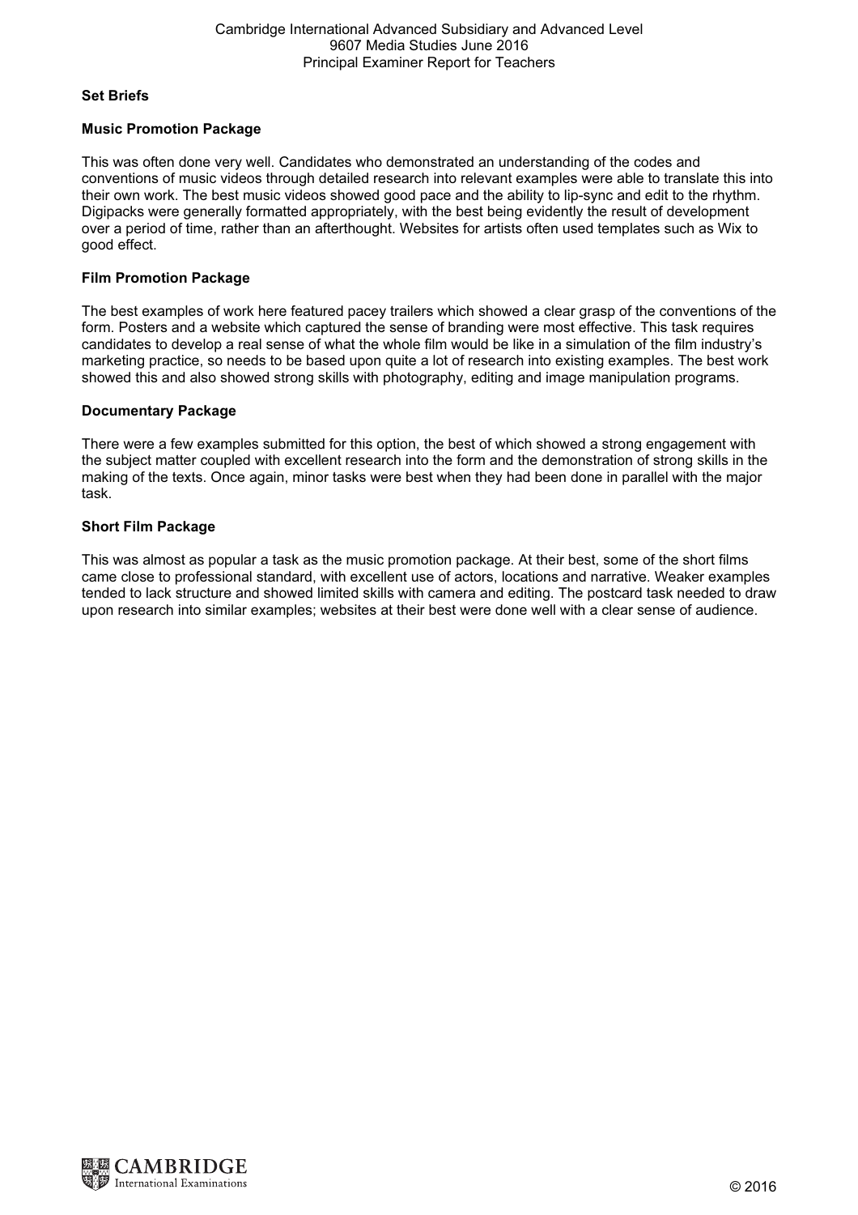**Set Briefs**

**Music Promotion Package**

This was often done very well. Candidates who demonstrated an understanding of the codes and conventions of music videos through detailed research into relevant examples were able to translate this into their own work. The best music videos showed good pace and the ability to lip-sync and edit to the rhythm. Digipacks were generally formatted appropriately, with the best being evidently the result of development over a period of time, rather than an afterthought. Websites for artists often used templates such as Wix to good effect.

**Film Promotion Package**

The best examples of work here featured pacey trailers which showed a clear grasp of the conventions of the form. Posters and a website which captured the sense of branding were most effective. This task requires candidates to develop a real sense of what the whole film would be like in a simulation of the film industry's marketing practice, so needs to be based upon quite a lot of research into existing examples. The best work showed this and also showed strong skills with photography, editing and image manipulation programs.

**Documentary Package**

There were a few examples submitted for this option, the best of which showed a strong engagement with the subject matter coupled with excellent research into the form and the demonstration of strong skills in the making of the texts. Once again, minor tasks were best when they had been done in parallel with the major task.

**Short Film Package**

This was almost as popular a task as the music promotion package. At their best, some of the short films came close to professional standard, with excellent use of actors, locations and narrative. Weaker examples tended to lack structure and showed limited skills with camera and editing. The postcard task needed to draw upon research into similar examples; websites at their best were done well with a clear sense of audience.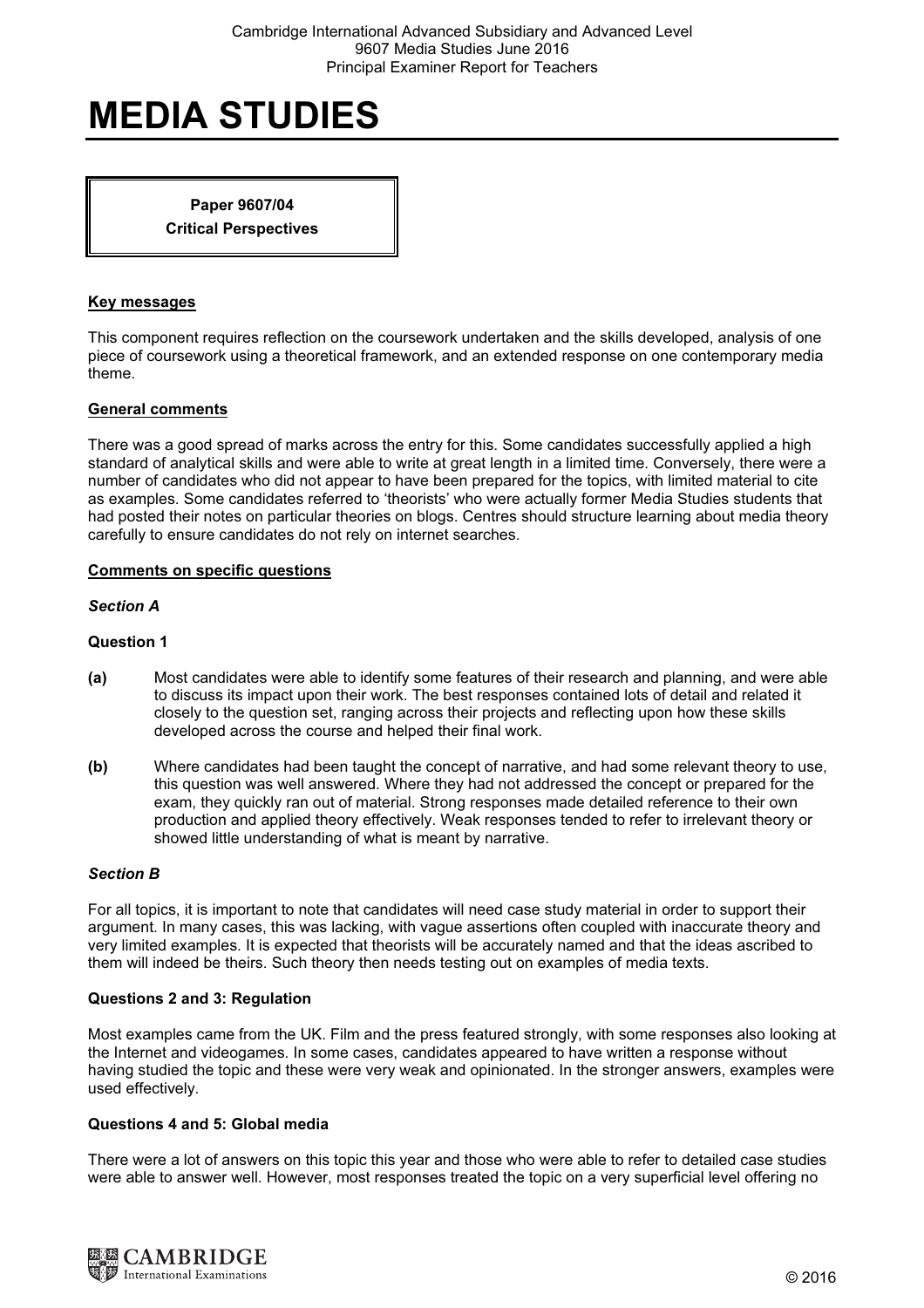# MEDIA STUDIES

**Paper 9607/04**
**Critical Perspectives**

## Key messages

This component requires reflection on the coursework undertaken and the skills developed, analysis of one piece of coursework using a theoretical framework, and an extended response on one contemporary media theme.

## General comments

There was a good spread of marks across the entry for this. Some candidates successfully applied a high standard of analytical skills and were able to write at great length in a limited time. Conversely, there were a number of candidates who did not appear to have been prepared for the topics, with limited material to cite as examples. Some candidates referred to 'theorists' who were actually former Media Studies students that had posted their notes on particular theories on blogs. Centres should structure learning about media theory carefully to ensure candidates do not rely on internet searches.

## Comments on specific questions

### *Section A*

#### Question 1

**(a)** Most candidates were able to identify some features of their research and planning, and were able to discuss its impact upon their work. The best responses contained lots of detail and related it closely to the question set, ranging across their projects and reflecting upon how these skills developed across the course and helped their final work.

**(b)** Where candidates had been taught the concept of narrative, and had some relevant theory to use, this question was well answered. Where they had not addressed the concept or prepared for the exam, they quickly ran out of material. Strong responses made detailed reference to their own production and applied theory effectively. Weak responses tended to refer to irrelevant theory or showed little understanding of what is meant by narrative.

### *Section B*

For all topics, it is important to note that candidates will need case study material in order to support their argument. In many cases, this was lacking, with vague assertions often coupled with inaccurate theory and very limited examples. It is expected that theorists will be accurately named and that the ideas ascribed to them will indeed be theirs. Such theory then needs testing out on examples of media texts.

#### Questions 2 and 3: Regulation

Most examples came from the UK. Film and the press featured strongly, with some responses also looking at the Internet and videogames. In some cases, candidates appeared to have written a response without having studied the topic and these were very weak and opinionated. In the stronger answers, examples were used effectively.

#### Questions 4 and 5: Global media

There were a lot of answers on this topic this year and those who were able to refer to detailed case studies were able to answer well. However, most responses treated the topic on a very superficial level offering no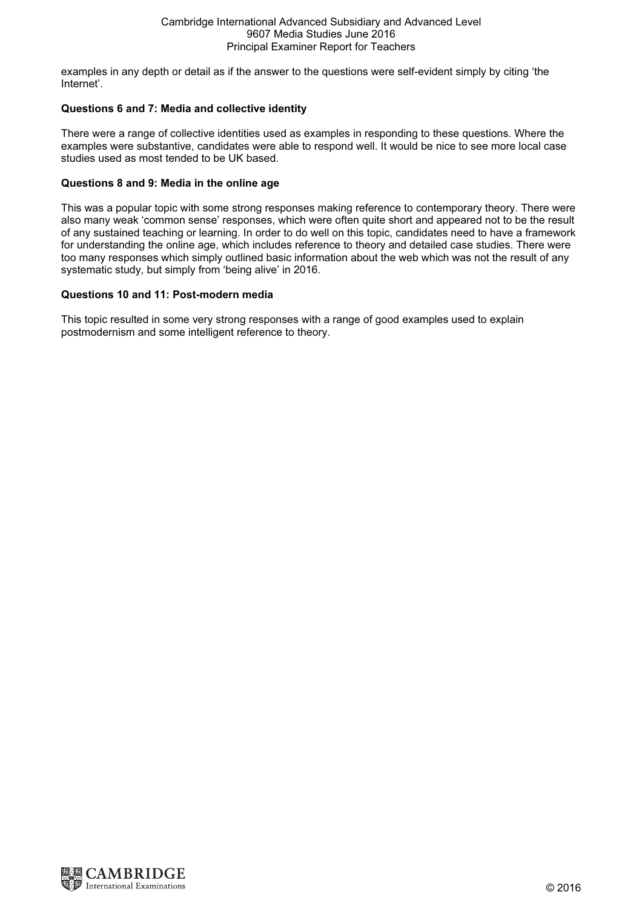examples in any depth or detail as if the answer to the questions were self-evident simply by citing 'the Internet'.

**Questions 6 and 7: Media and collective identity**

There were a range of collective identities used as examples in responding to these questions. Where the examples were substantive, candidates were able to respond well. It would be nice to see more local case studies used as most tended to be UK based.

**Questions 8 and 9: Media in the online age**

This was a popular topic with some strong responses making reference to contemporary theory. There were also many weak 'common sense' responses, which were often quite short and appeared not to be the result of any sustained teaching or learning. In order to do well on this topic, candidates need to have a framework for understanding the online age, which includes reference to theory and detailed case studies. There were too many responses which simply outlined basic information about the web which was not the result of any systematic study, but simply from 'being alive' in 2016.

**Questions 10 and 11: Post-modern media**

This topic resulted in some very strong responses with a range of good examples used to explain postmodernism and some intelligent reference to theory.